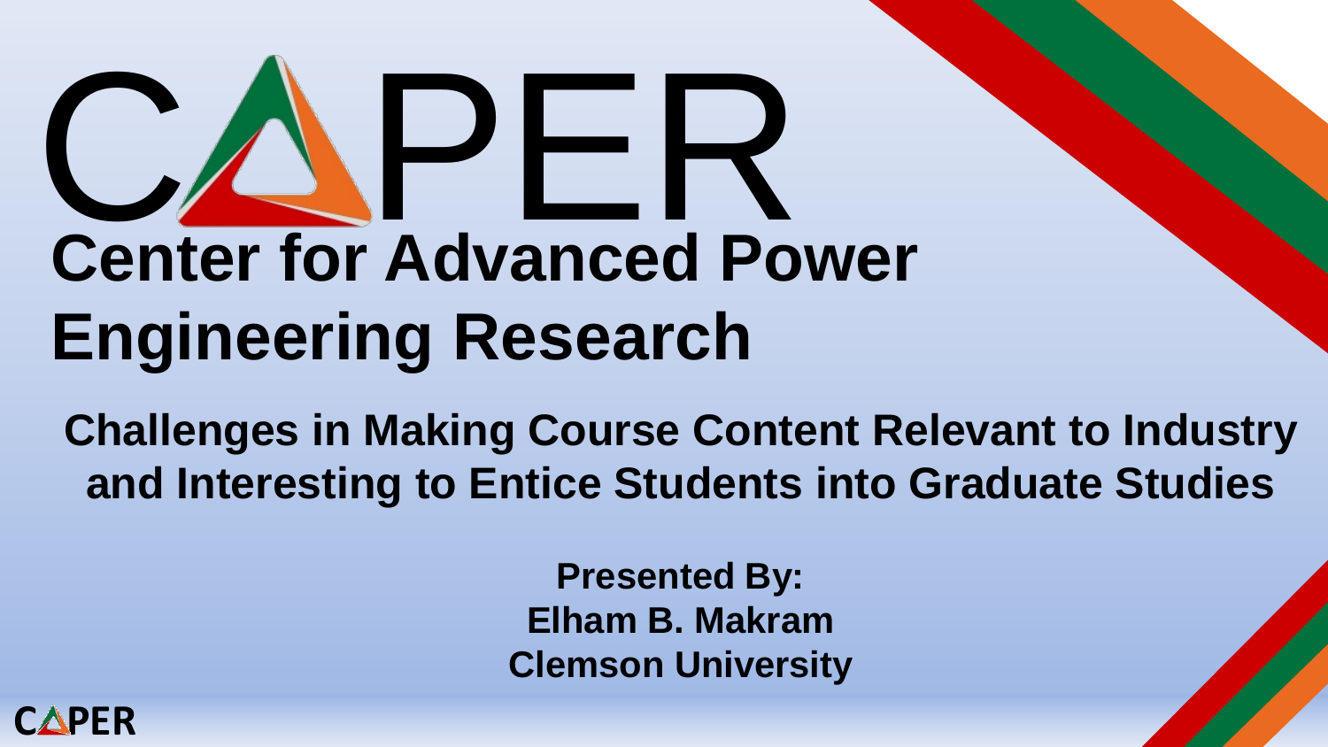# CAPER

## Center for Advanced Power Engineering Research

**Challenges in Making Course Content Relevant to Industry and Interesting to Entice Students into Graduate Studies**

**Presented By:**
**Elham B. Makram**
**Clemson University**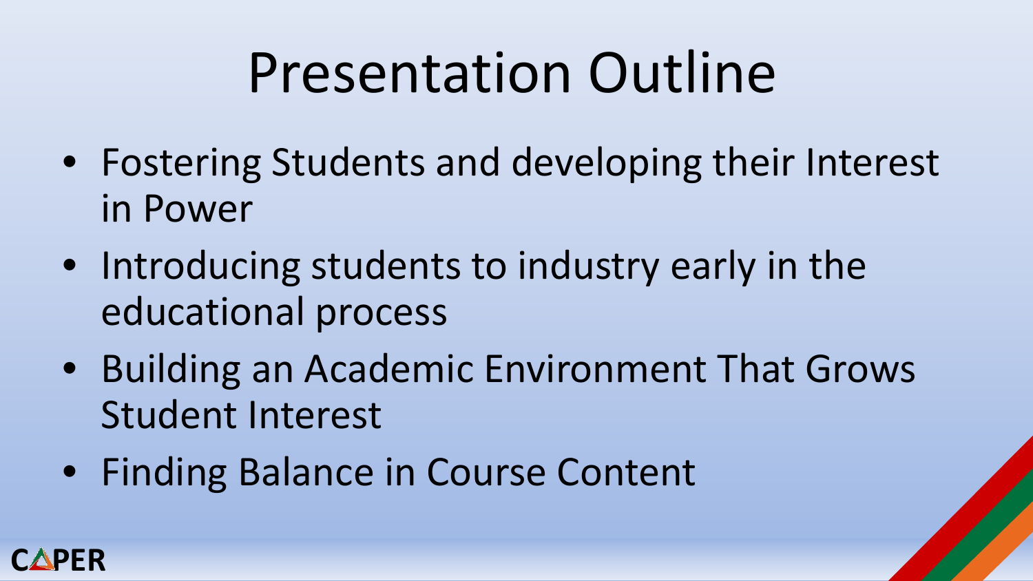# Presentation Outline

- Fostering Students and developing their Interest in Power
- Introducing students to industry early in the educational process
- Building an Academic Environment That Grows Student Interest
- Finding Balance in Course Content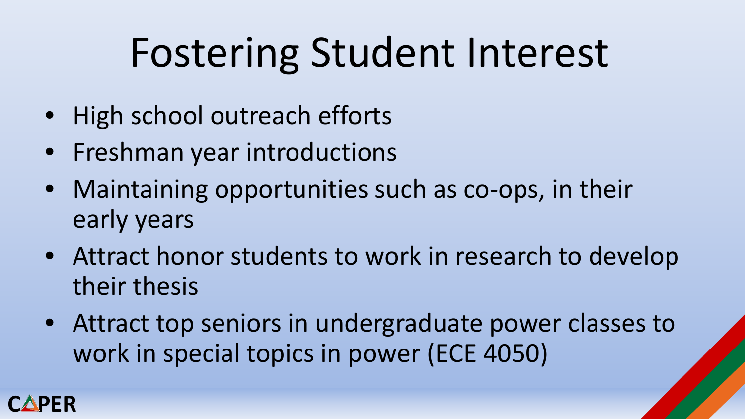# Fostering Student Interest

- High school outreach efforts
- Freshman year introductions
- Maintaining opportunities such as co-ops, in their early years
- Attract honor students to work in research to develop their thesis
- Attract top seniors in undergraduate power classes to work in special topics in power (ECE 4050)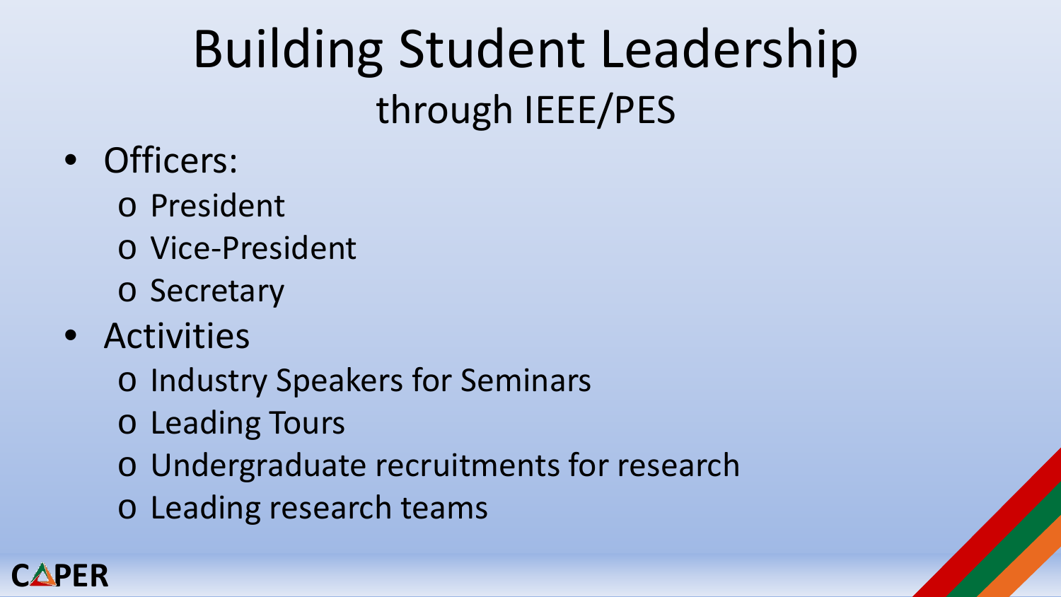# Building Student Leadership
## through IEEE/PES

- Officers:
  - President
  - Vice-President
  - Secretary
- Activities
  - Industry Speakers for Seminars
  - Leading Tours
  - Undergraduate recruitments for research
  - Leading research teams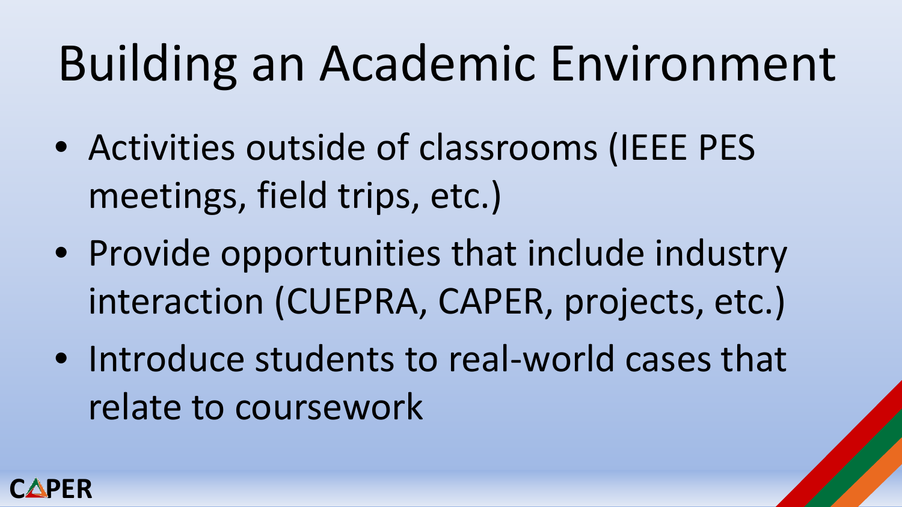# Building an Academic Environment

- Activities outside of classrooms (IEEE PES meetings, field trips, etc.)
- Provide opportunities that include industry interaction (CUEPRA, CAPER, projects, etc.)
- Introduce students to real-world cases that relate to coursework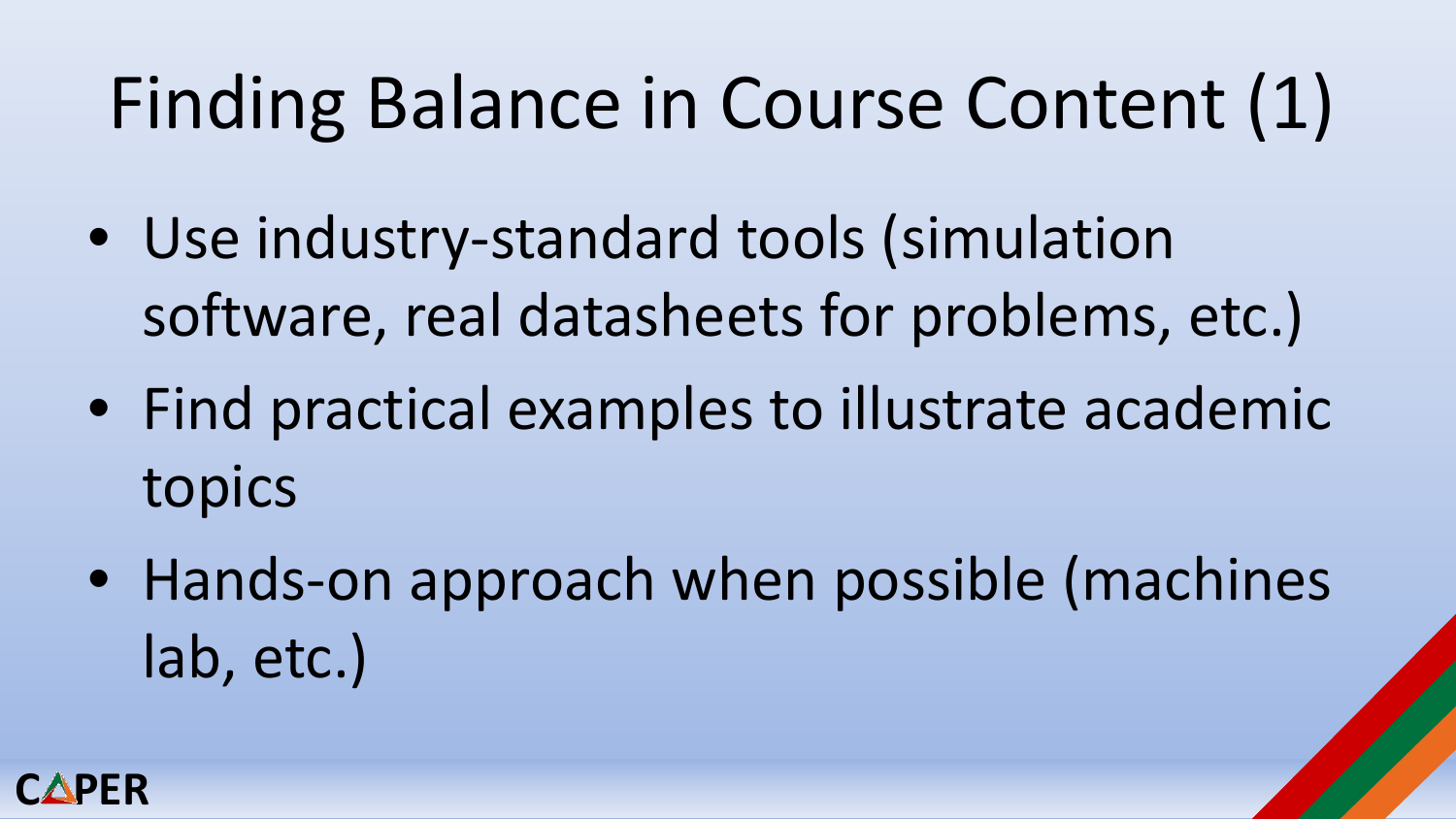# Finding Balance in Course Content (1)

- Use industry-standard tools (simulation software, real datasheets for problems, etc.)
- Find practical examples to illustrate academic topics
- Hands-on approach when possible (machines lab, etc.)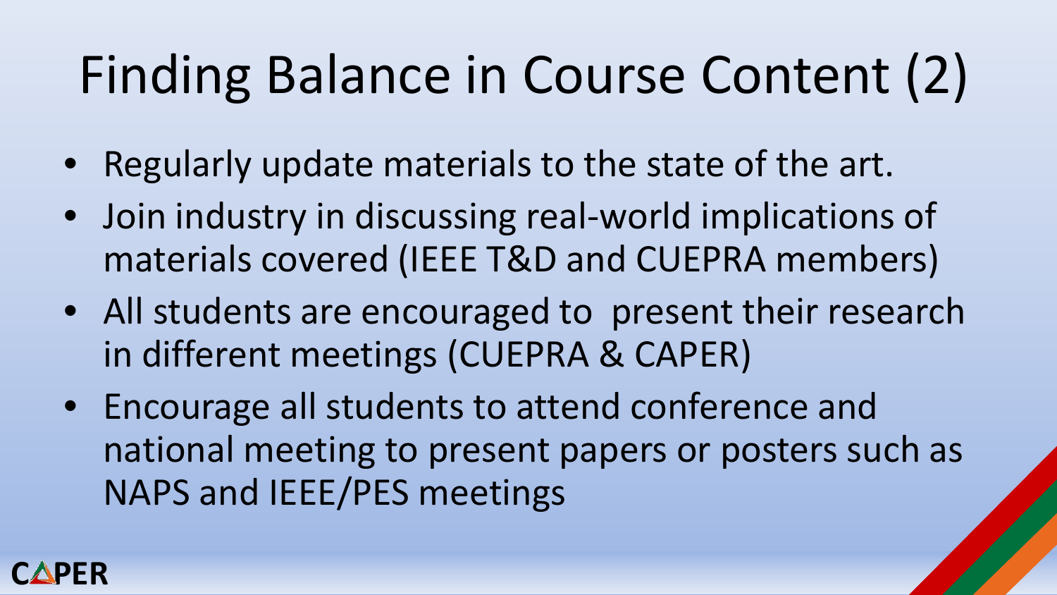# Finding Balance in Course Content (2)

- Regularly update materials to the state of the art.
- Join industry in discussing real-world implications of materials covered (IEEE T&D and CUEPRA members)
- All students are encouraged to present their research in different meetings (CUEPRA & CAPER)
- Encourage all students to attend conference and national meeting to present papers or posters such as NAPS and IEEE/PES meetings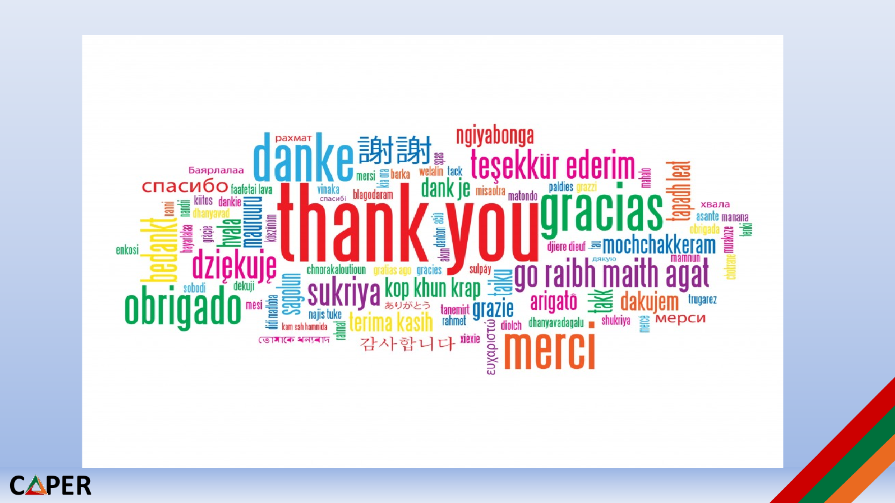рахмат
danke
謝謝
ngiyabonga
Баярлалаа
спасибо
faafetai lava
mersi
kia ora
barka
spas
welalin
tack
teşekkür ederim
mahalo
tapadh leat
kiitos
dankie
vinaka
спасибі
blagodaram
dank je
misaotra
matondo
paldies
grazzi
хвала
hanni
nandri
dhanyavad
mauruuru
thank you
gracias
asante
manana
obrigada
bedankt
bayarlalaa
grącie
hvala
köszönöm
aciū
dankon
akun
djiere dieuf
tau
mochchakkeram
murakoze
tenki
enkosi
dziękuję
chnorakaloutioun
gratias ago
gràcies
sulpáy
дякую
mamnun
choukrane
taiku
go raibh maith agat
sobodi
dėkuji
sukriya
kop khun krap
sagolun
obrigado
mesi
didi madloba
ありがとう
najis tuke
arigatō
takk
dakujem
trugarez
tanemirt
grazie
rahmet
shukriya
mercé
мерси
kam sah hamnida
rahmat
terima kasih
diolch
dhanyavadagalu
তোমাকে ধন্যবাদ
감사합니다
xiexie
ευχαριστώ
merci